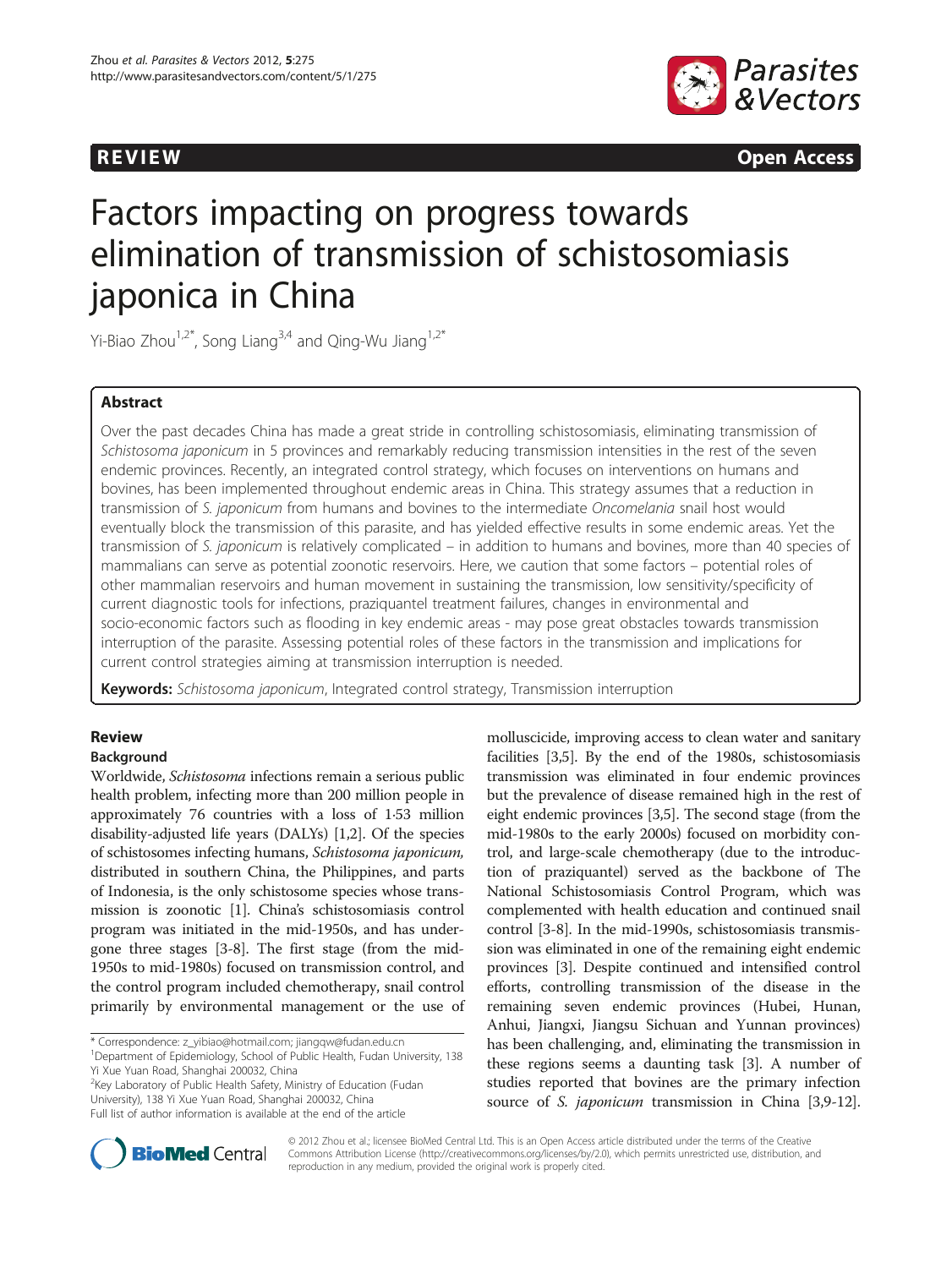REVIEW Open Access

# Factors impacting on progress towards elimination of transmission of schistosomiasis japonica in China

Yi-Biao Zhou[1,2*], Song Liang[3,4] and Qing-Wu Jiang[1,2*]

## Abstract

Over the past decades China has made a great stride in controlling schistosomiasis, eliminating transmission of *Schistosoma japonicum* in 5 provinces and remarkably reducing transmission intensities in the rest of the seven endemic provinces. Recently, an integrated control strategy, which focuses on interventions on humans and bovines, has been implemented throughout endemic areas in China. This strategy assumes that a reduction in transmission of *S. japonicum* from humans and bovines to the intermediate *Oncomelania* snail host would eventually block the transmission of this parasite, and has yielded effective results in some endemic areas. Yet the transmission of *S. japonicum* is relatively complicated – in addition to humans and bovines, more than 40 species of mammalians can serve as potential zoonotic reservoirs. Here, we caution that some factors – potential roles of other mammalian reservoirs and human movement in sustaining the transmission, low sensitivity/specificity of current diagnostic tools for infections, praziquantel treatment failures, changes in environmental and socio-economic factors such as flooding in key endemic areas - may pose great obstacles towards transmission interruption of the parasite. Assessing potential roles of these factors in the transmission and implications for current control strategies aiming at transmission interruption is needed.

**Keywords:** *Schistosoma japonicum*, Integrated control strategy, Transmission interruption

## Review

### Background

Worldwide, *Schistosoma* infections remain a serious public health problem, infecting more than 200 million people in approximately 76 countries with a loss of 1·53 million disability-adjusted life years (DALYs) [1,2]. Of the species of schistosomes infecting humans, *Schistosoma japonicum,* distributed in southern China, the Philippines, and parts of Indonesia, is the only schistosome species whose transmission is zoonotic [1]. China's schistosomiasis control program was initiated in the mid-1950s, and has undergone three stages [3-8]. The first stage (from the mid-1950s to mid-1980s) focused on transmission control, and the control program included chemotherapy, snail control primarily by environmental management or the use of molluscicide, improving access to clean water and sanitary facilities [3,5]. By the end of the 1980s, schistosomiasis transmission was eliminated in four endemic provinces but the prevalence of disease remained high in the rest of eight endemic provinces [3,5]. The second stage (from the mid-1980s to the early 2000s) focused on morbidity control, and large-scale chemotherapy (due to the introduction of praziquantel) served as the backbone of The National Schistosomiasis Control Program, which was complemented with health education and continued snail control [3-8]. In the mid-1990s, schistosomiasis transmission was eliminated in one of the remaining eight endemic provinces [3]. Despite continued and intensified control efforts, controlling transmission of the disease in the remaining seven endemic provinces (Hubei, Hunan, Anhui, Jiangxi, Jiangsu Sichuan and Yunnan provinces) has been challenging, and, eliminating the transmission in these regions seems a daunting task [3]. A number of studies reported that bovines are the primary infection source of *S. japonicum* transmission in China [3,9-12].

\* Correspondence: z_yibiao@hotmail.com; jiangqw@fudan.edu.cn
[1]Department of Epidemiology, School of Public Health, Fudan University, 138 Yi Xue Yuan Road, Shanghai 200032, China
[2]Key Laboratory of Public Health Safety, Ministry of Education (Fudan University), 138 Yi Xue Yuan Road, Shanghai 200032, China
Full list of author information is available at the end of the article

© 2012 Zhou et al.; licensee BioMed Central Ltd. This is an Open Access article distributed under the terms of the Creative Commons Attribution License (http://creativecommons.org/licenses/by/2.0), which permits unrestricted use, distribution, and reproduction in any medium, provided the original work is properly cited.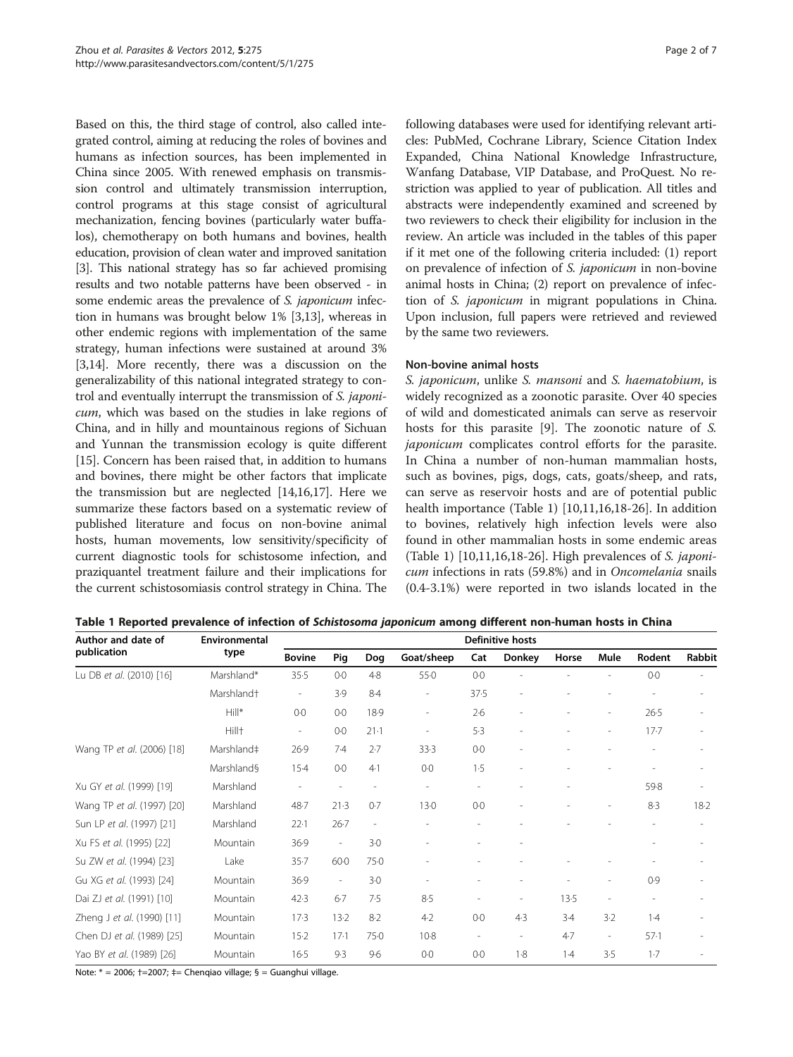Based on this, the third stage of control, also called integrated control, aiming at reducing the roles of bovines and humans as infection sources, has been implemented in China since 2005. With renewed emphasis on transmission control and ultimately transmission interruption, control programs at this stage consist of agricultural mechanization, fencing bovines (particularly water buffalos), chemotherapy on both humans and bovines, health education, provision of clean water and improved sanitation [3]. This national strategy has so far achieved promising results and two notable patterns have been observed - in some endemic areas the prevalence of *S. japonicum* infection in humans was brought below 1% [3,13], whereas in other endemic regions with implementation of the same strategy, human infections were sustained at around 3% [3,14]. More recently, there was a discussion on the generalizability of this national integrated strategy to control and eventually interrupt the transmission of *S. japonicum*, which was based on the studies in lake regions of China, and in hilly and mountainous regions of Sichuan and Yunnan the transmission ecology is quite different [15]. Concern has been raised that, in addition to humans and bovines, there might be other factors that implicate the transmission but are neglected [14,16,17]. Here we summarize these factors based on a systematic review of published literature and focus on non-bovine animal hosts, human movements, low sensitivity/specificity of current diagnostic tools for schistosome infection, and praziquantel treatment failure and their implications for the current schistosomiasis control strategy in China. The following databases were used for identifying relevant articles: PubMed, Cochrane Library, Science Citation Index Expanded, China National Knowledge Infrastructure, Wanfang Database, VIP Database, and ProQuest. No restriction was applied to year of publication. All titles and abstracts were independently examined and screened by two reviewers to check their eligibility for inclusion in the review. An article was included in the tables of this paper if it met one of the following criteria included: (1) report on prevalence of infection of *S. japonicum* in non-bovine animal hosts in China; (2) report on prevalence of infection of *S. japonicum* in migrant populations in China. Upon inclusion, full papers were retrieved and reviewed by the same two reviewers.

## Non-bovine animal hosts

*S. japonicum*, unlike *S. mansoni* and *S. haematobium*, is widely recognized as a zoonotic parasite. Over 40 species of wild and domesticated animals can serve as reservoir hosts for this parasite [9]. The zoonotic nature of *S. japonicum* complicates control efforts for the parasite. In China a number of non-human mammalian hosts, such as bovines, pigs, dogs, cats, goats/sheep, and rats, can serve as reservoir hosts and are of potential public health importance (Table 1) [10,11,16,18-26]. In addition to bovines, relatively high infection levels were also found in other mammalian hosts in some endemic areas (Table 1) [10,11,16,18-26]. High prevalences of *S. japonicum* infections in rats (59.8%) and in *Oncomelania* snails (0.4-3.1%) were reported in two islands located in the

**Table 1 Reported prevalence of infection of *Schistosoma japonicum* among different non-human hosts in China**

| Author and date of publication | Environmental type | Definitive hosts | | | | | | | | | |
|---|---|---|---|---|---|---|---|---|---|---|---|
| | | Bovine | Pig | Dog | Goat/sheep | Cat | Donkey | Horse | Mule | Rodent | Rabbit |
| Lu DB *et al.* (2010) [16] | Marshland* | 35·5 | 0·0 | 4·8 | 55·0 | 0·0 | - | - | - | 0·0 | - |
| | Marshland† | - | 3·9 | 8·4 | - | 37·5 | - | - | - | - | - |
| | Hill* | 0·0 | 0·0 | 18·9 | - | 2·6 | - | - | - | 26·5 | - |
| | Hill† | - | 0·0 | 21·1 | - | 5·3 | - | - | - | 17·7 | - |
| Wang TP *et al.* (2006) [18] | Marshland‡ | 26·9 | 7·4 | 2·7 | 33·3 | 0·0 | - | - | - | - | - |
| | Marshland§ | 15·4 | 0·0 | 4·1 | 0·0 | 1·5 | - | - | - | - | - |
| Xu GY *et al.* (1999) [19] | Marshland | - | - | - | - | - | - | - | | 59·8 | - |
| Wang TP *et al.* (1997) [20] | Marshland | 48·7 | 21·3 | 0·7 | 13·0 | 0·0 | - | - | - | 8·3 | 18·2 |
| Sun LP *et al.* (1997) [21] | Marshland | 22·1 | 26·7 | - | - | - | - | - | - | - | - |
| Xu FS *et al.* (1995) [22] | Mountain | 36·9 | - | 3·0 | - | - | - | | | - | - |
| Su ZW *et al.* (1994) [23] | Lake | 35·7 | 60·0 | 75·0 | - | - | - | - | - | - | - |
| Gu XG *et al.* (1993) [24] | Mountain | 36·9 | - | 3·0 | - | - | - | - | - | 0·9 | - |
| Dai ZJ *et al.* (1991) [10] | Mountain | 42·3 | 6·7 | 7·5 | 8·5 | - | - | 13·5 | - | - | - |
| Zheng J *et al.* (1990) [11] | Mountain | 17·3 | 13·2 | 8·2 | 4·2 | 0·0 | 4·3 | 3·4 | 3·2 | 1·4 | - |
| Chen DJ *et al.* (1989) [25] | Mountain | 15·2 | 17·1 | 75·0 | 10·8 | - | - | 4·7 | - | 57·1 | - |
| Yao BY *et al.* (1989) [26] | Mountain | 16·5 | 9·3 | 9·6 | 0·0 | 0·0 | 1·8 | 1·4 | 3·5 | 1·7 | - |

Note: * = 2006; †=2007; ‡= Chenqiao village; § = Guanghui village.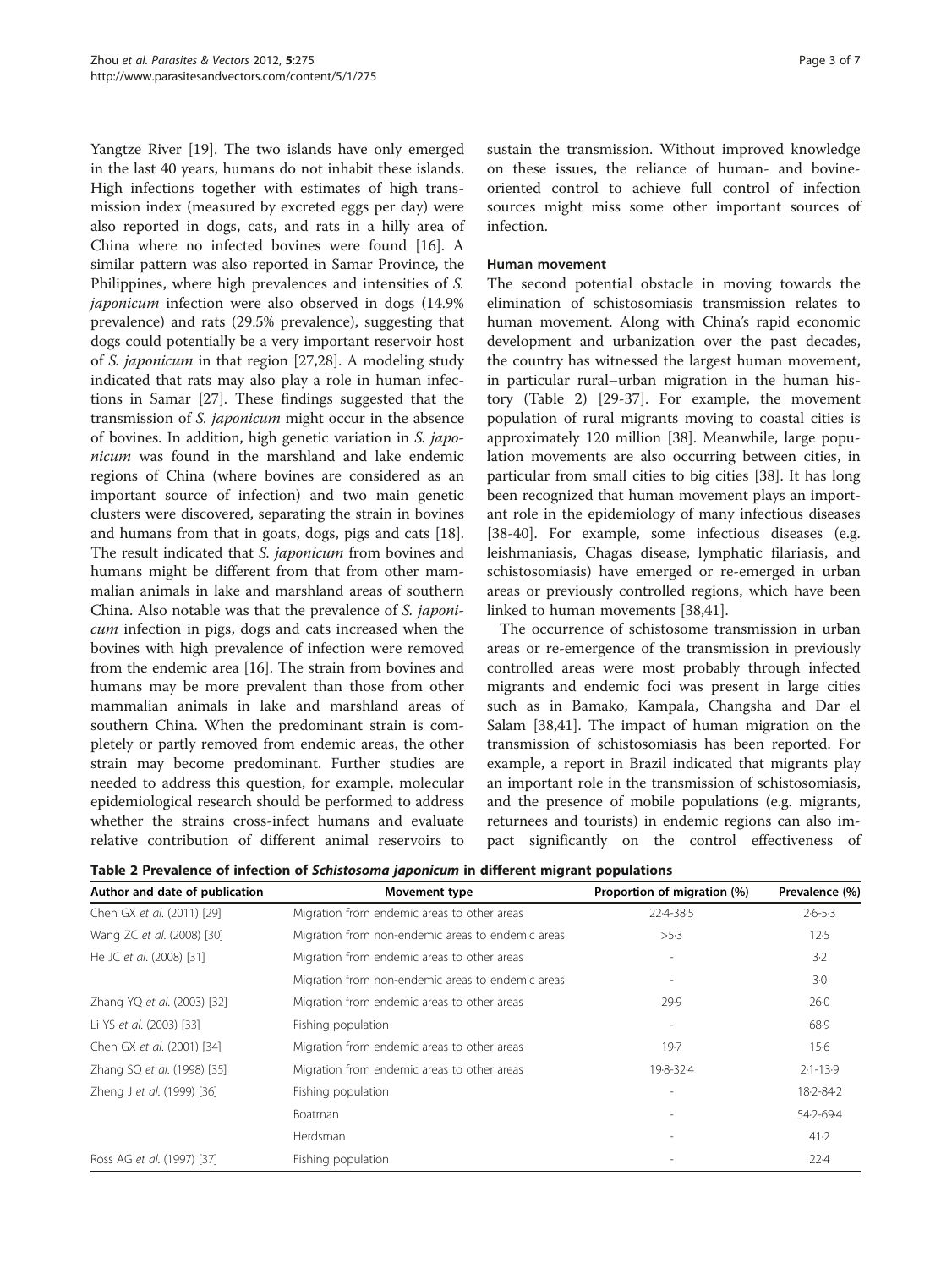Yangtze River [19]. The two islands have only emerged in the last 40 years, humans do not inhabit these islands. High infections together with estimates of high transmission index (measured by excreted eggs per day) were also reported in dogs, cats, and rats in a hilly area of China where no infected bovines were found [16]. A similar pattern was also reported in Samar Province, the Philippines, where high prevalences and intensities of *S. japonicum* infection were also observed in dogs (14.9% prevalence) and rats (29.5% prevalence), suggesting that dogs could potentially be a very important reservoir host of *S. japonicum* in that region [27,28]. A modeling study indicated that rats may also play a role in human infections in Samar [27]. These findings suggested that the transmission of *S. japonicum* might occur in the absence of bovines. In addition, high genetic variation in *S. japonicum* was found in the marshland and lake endemic regions of China (where bovines are considered as an important source of infection) and two main genetic clusters were discovered, separating the strain in bovines and humans from that in goats, dogs, pigs and cats [18]. The result indicated that *S. japonicum* from bovines and humans might be different from that from other mammalian animals in lake and marshland areas of southern China. Also notable was that the prevalence of *S. japonicum* infection in pigs, dogs and cats increased when the bovines with high prevalence of infection were removed from the endemic area [16]. The strain from bovines and humans may be more prevalent than those from other mammalian animals in lake and marshland areas of southern China. When the predominant strain is completely or partly removed from endemic areas, the other strain may become predominant. Further studies are needed to address this question, for example, molecular epidemiological research should be performed to address whether the strains cross-infect humans and evaluate relative contribution of different animal reservoirs to sustain the transmission. Without improved knowledge on these issues, the reliance of human- and bovine-oriented control to achieve full control of infection sources might miss some other important sources of infection.

### Human movement

The second potential obstacle in moving towards the elimination of schistosomiasis transmission relates to human movement. Along with China's rapid economic development and urbanization over the past decades, the country has witnessed the largest human movement, in particular rural–urban migration in the human history (Table 2) [29-37]. For example, the movement population of rural migrants moving to coastal cities is approximately 120 million [38]. Meanwhile, large population movements are also occurring between cities, in particular from small cities to big cities [38]. It has long been recognized that human movement plays an important role in the epidemiology of many infectious diseases [38-40]. For example, some infectious diseases (e.g. leishmaniasis, Chagas disease, lymphatic filariasis, and schistosomiasis) have emerged or re-emerged in urban areas or previously controlled regions, which have been linked to human movements [38,41].

The occurrence of schistosome transmission in urban areas or re-emergence of the transmission in previously controlled areas were most probably through infected migrants and endemic foci was present in large cities such as in Bamako, Kampala, Changsha and Dar el Salam [38,41]. The impact of human migration on the transmission of schistosomiasis has been reported. For example, a report in Brazil indicated that migrants play an important role in the transmission of schistosomiasis, and the presence of mobile populations (e.g. migrants, returnees and tourists) in endemic regions can also impact significantly on the control effectiveness of

**Table 2 Prevalence of infection of *Schistosoma japonicum* in different migrant populations**

| Author and date of publication | Movement type | Proportion of migration (%) | Prevalence (%) |
|---|---|---|---|
| Chen GX *et al.* (2011) [29] | Migration from endemic areas to other areas | 22·4-38·5 | 2·6-5·3 |
| Wang ZC *et al.* (2008) [30] | Migration from non-endemic areas to endemic areas | >5·3 | 12·5 |
| He JC *et al.* (2008) [31] | Migration from endemic areas to other areas | - | 3·2 |
| | Migration from non-endemic areas to endemic areas | - | 3·0 |
| Zhang YQ *et al.* (2003) [32] | Migration from endemic areas to other areas | 29·9 | 26·0 |
| Li YS *et al.* (2003) [33] | Fishing population | - | 68·9 |
| Chen GX *et al.* (2001) [34] | Migration from endemic areas to other areas | 19·7 | 15·6 |
| Zhang SQ *et al.* (1998) [35] | Migration from endemic areas to other areas | 19·8-32·4 | 2·1-13·9 |
| Zheng J *et al.* (1999) [36] | Fishing population | - | 18·2-84·2 |
| | Boatman | - | 54·2-69·4 |
| | Herdsman | - | 41·2 |
| Ross AG *et al.* (1997) [37] | Fishing population | - | 22·4 |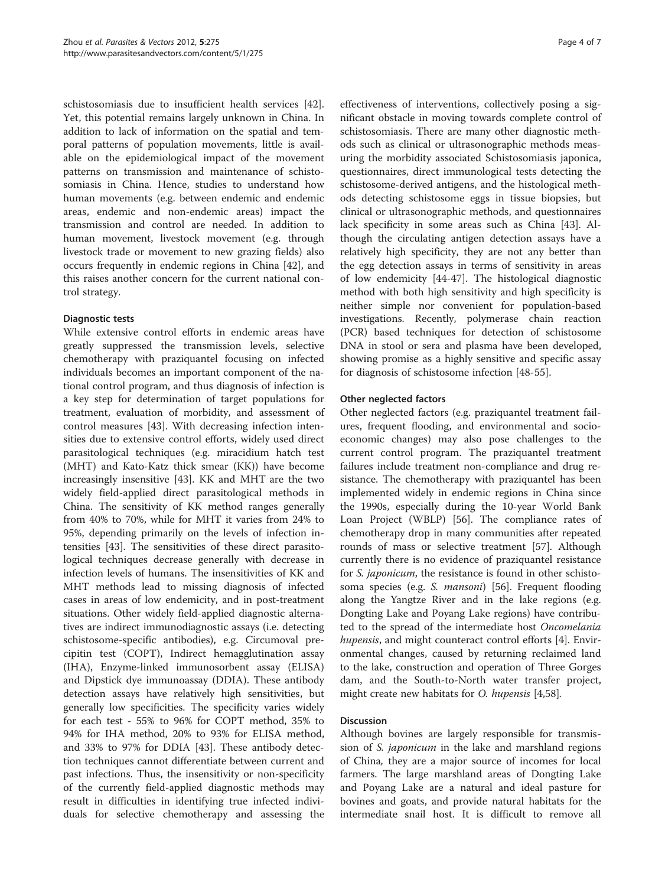schistosomiasis due to insufficient health services [42]. Yet, this potential remains largely unknown in China. In addition to lack of information on the spatial and temporal patterns of population movements, little is available on the epidemiological impact of the movement patterns on transmission and maintenance of schistosomiasis in China. Hence, studies to understand how human movements (e.g. between endemic and endemic areas, endemic and non-endemic areas) impact the transmission and control are needed. In addition to human movement, livestock movement (e.g. through livestock trade or movement to new grazing fields) also occurs frequently in endemic regions in China [42], and this raises another concern for the current national control strategy.

### Diagnostic tests

While extensive control efforts in endemic areas have greatly suppressed the transmission levels, selective chemotherapy with praziquantel focusing on infected individuals becomes an important component of the national control program, and thus diagnosis of infection is a key step for determination of target populations for treatment, evaluation of morbidity, and assessment of control measures [43]. With decreasing infection intensities due to extensive control efforts, widely used direct parasitological techniques (e.g. miracidium hatch test (MHT) and Kato-Katz thick smear (KK)) have become increasingly insensitive [43]. KK and MHT are the two widely field-applied direct parasitological methods in China. The sensitivity of KK method ranges generally from 40% to 70%, while for MHT it varies from 24% to 95%, depending primarily on the levels of infection intensities [43]. The sensitivities of these direct parasitological techniques decrease generally with decrease in infection levels of humans. The insensitivities of KK and MHT methods lead to missing diagnosis of infected cases in areas of low endemicity, and in post-treatment situations. Other widely field-applied diagnostic alternatives are indirect immunodiagnostic assays (i.e. detecting schistosome-specific antibodies), e.g. Circumoval precipitin test (COPT), Indirect hemagglutination assay (IHA), Enzyme-linked immunosorbent assay (ELISA) and Dipstick dye immunoassay (DDIA). These antibody detection assays have relatively high sensitivities, but generally low specificities. The specificity varies widely for each test - 55% to 96% for COPT method, 35% to 94% for IHA method, 20% to 93% for ELISA method, and 33% to 97% for DDIA [43]. These antibody detection techniques cannot differentiate between current and past infections. Thus, the insensitivity or non-specificity of the currently field-applied diagnostic methods may result in difficulties in identifying true infected individuals for selective chemotherapy and assessing the effectiveness of interventions, collectively posing a significant obstacle in moving towards complete control of schistosomiasis. There are many other diagnostic methods such as clinical or ultrasonographic methods measuring the morbidity associated Schistosomiasis japonica, questionnaires, direct immunological tests detecting the schistosome-derived antigens, and the histological methods detecting schistosome eggs in tissue biopsies, but clinical or ultrasonographic methods, and questionnaires lack specificity in some areas such as China [43]. Although the circulating antigen detection assays have a relatively high specificity, they are not any better than the egg detection assays in terms of sensitivity in areas of low endemicity [44-47]. The histological diagnostic method with both high sensitivity and high specificity is neither simple nor convenient for population-based investigations. Recently, polymerase chain reaction (PCR) based techniques for detection of schistosome DNA in stool or sera and plasma have been developed, showing promise as a highly sensitive and specific assay for diagnosis of schistosome infection [48-55].

### Other neglected factors

Other neglected factors (e.g. praziquantel treatment failures, frequent flooding, and environmental and socioeconomic changes) may also pose challenges to the current control program. The praziquantel treatment failures include treatment non-compliance and drug resistance. The chemotherapy with praziquantel has been implemented widely in endemic regions in China since the 1990s, especially during the 10-year World Bank Loan Project (WBLP) [56]. The compliance rates of chemotherapy drop in many communities after repeated rounds of mass or selective treatment [57]. Although currently there is no evidence of praziquantel resistance for *S. japonicum*, the resistance is found in other schistosoma species (e.g. *S. mansoni*) [56]. Frequent flooding along the Yangtze River and in the lake regions (e.g. Dongting Lake and Poyang Lake regions) have contributed to the spread of the intermediate host *Oncomelania hupensis*, and might counteract control efforts [4]. Environmental changes, caused by returning reclaimed land to the lake, construction and operation of Three Gorges dam, and the South-to-North water transfer project, might create new habitats for *O. hupensis* [4,58].

## Discussion

Although bovines are largely responsible for transmission of *S. japonicum* in the lake and marshland regions of China, they are a major source of incomes for local farmers. The large marshland areas of Dongting Lake and Poyang Lake are a natural and ideal pasture for bovines and goats, and provide natural habitats for the intermediate snail host. It is difficult to remove all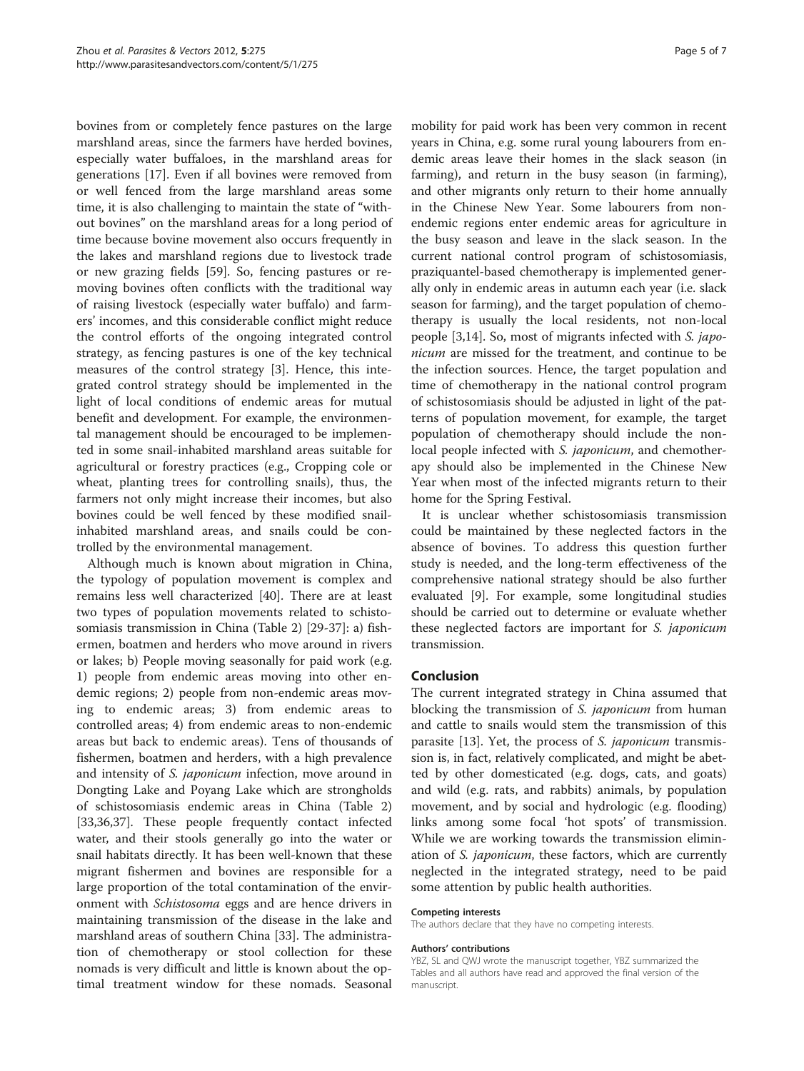bovines from or completely fence pastures on the large marshland areas, since the farmers have herded bovines, especially water buffaloes, in the marshland areas for generations [17]. Even if all bovines were removed from or well fenced from the large marshland areas some time, it is also challenging to maintain the state of "without bovines" on the marshland areas for a long period of time because bovine movement also occurs frequently in the lakes and marshland regions due to livestock trade or new grazing fields [59]. So, fencing pastures or removing bovines often conflicts with the traditional way of raising livestock (especially water buffalo) and farmers' incomes, and this considerable conflict might reduce the control efforts of the ongoing integrated control strategy, as fencing pastures is one of the key technical measures of the control strategy [3]. Hence, this integrated control strategy should be implemented in the light of local conditions of endemic areas for mutual benefit and development. For example, the environmental management should be encouraged to be implemented in some snail-inhabited marshland areas suitable for agricultural or forestry practices (e.g., Cropping cole or wheat, planting trees for controlling snails), thus, the farmers not only might increase their incomes, but also bovines could be well fenced by these modified snail-inhabited marshland areas, and snails could be controlled by the environmental management.

Although much is known about migration in China, the typology of population movement is complex and remains less well characterized [40]. There are at least two types of population movements related to schistosomiasis transmission in China (Table 2) [29-37]: a) fishermen, boatmen and herders who move around in rivers or lakes; b) People moving seasonally for paid work (e.g. 1) people from endemic areas moving into other endemic regions; 2) people from non-endemic areas moving to endemic areas; 3) from endemic areas to controlled areas; 4) from endemic areas to non-endemic areas but back to endemic areas). Tens of thousands of fishermen, boatmen and herders, with a high prevalence and intensity of *S. japonicum* infection, move around in Dongting Lake and Poyang Lake which are strongholds of schistosomiasis endemic areas in China (Table 2) [33,36,37]. These people frequently contact infected water, and their stools generally go into the water or snail habitats directly. It has been well-known that these migrant fishermen and bovines are responsible for a large proportion of the total contamination of the environment with *Schistosoma* eggs and are hence drivers in maintaining transmission of the disease in the lake and marshland areas of southern China [33]. The administration of chemotherapy or stool collection for these nomads is very difficult and little is known about the optimal treatment window for these nomads. Seasonal mobility for paid work has been very common in recent years in China, e.g. some rural young labourers from endemic areas leave their homes in the slack season (in farming), and return in the busy season (in farming), and other migrants only return to their home annually in the Chinese New Year. Some labourers from non-endemic regions enter endemic areas for agriculture in the busy season and leave in the slack season. In the current national control program of schistosomiasis, praziquantel-based chemotherapy is implemented generally only in endemic areas in autumn each year (i.e. slack season for farming), and the target population of chemotherapy is usually the local residents, not non-local people [3,14]. So, most of migrants infected with *S. japonicum* are missed for the treatment, and continue to be the infection sources. Hence, the target population and time of chemotherapy in the national control program of schistosomiasis should be adjusted in light of the patterns of population movement, for example, the target population of chemotherapy should include the non-local people infected with *S. japonicum*, and chemotherapy should also be implemented in the Chinese New Year when most of the infected migrants return to their home for the Spring Festival.

It is unclear whether schistosomiasis transmission could be maintained by these neglected factors in the absence of bovines. To address this question further study is needed, and the long-term effectiveness of the comprehensive national strategy should be also further evaluated [9]. For example, some longitudinal studies should be carried out to determine or evaluate whether these neglected factors are important for *S. japonicum* transmission.

## Conclusion

The current integrated strategy in China assumed that blocking the transmission of *S. japonicum* from human and cattle to snails would stem the transmission of this parasite [13]. Yet, the process of *S. japonicum* transmission is, in fact, relatively complicated, and might be abetted by other domesticated (e.g. dogs, cats, and goats) and wild (e.g. rats, and rabbits) animals, by population movement, and by social and hydrologic (e.g. flooding) links among some focal 'hot spots' of transmission. While we are working towards the transmission elimination of *S. japonicum*, these factors, which are currently neglected in the integrated strategy, need to be paid some attention by public health authorities.

#### Competing interests

The authors declare that they have no competing interests.

#### Authors' contributions

YBZ, SL and QWJ wrote the manuscript together, YBZ summarized the Tables and all authors have read and approved the final version of the manuscript.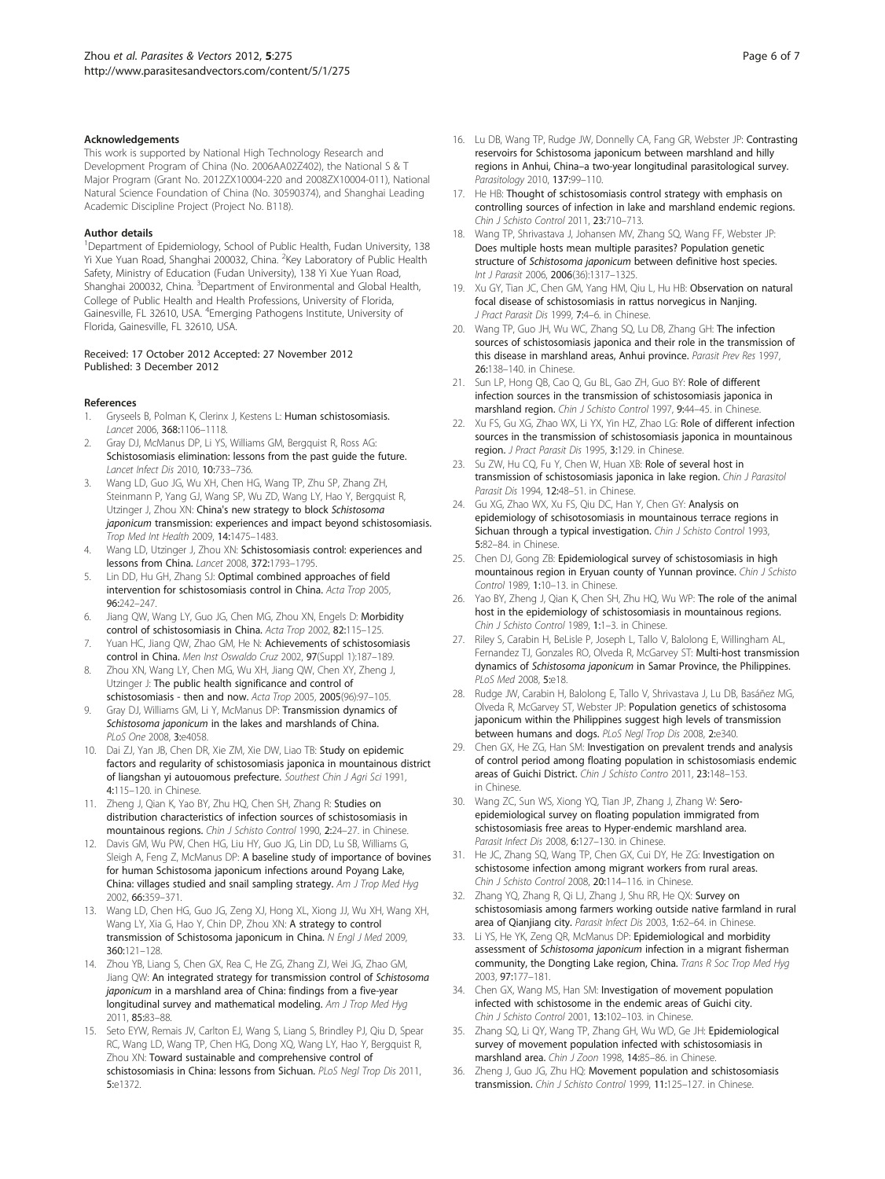#### Acknowledgements

This work is supported by National High Technology Research and Development Program of China (No. 2006AA02Z402), the National S & T Major Program (Grant No. 2012ZX10004-220 and 2008ZX10004-011), National Natural Science Foundation of China (No. 30590374), and Shanghai Leading Academic Discipline Project (Project No. B118).

#### Author details

[1]Department of Epidemiology, School of Public Health, Fudan University, 138 Yi Xue Yuan Road, Shanghai 200032, China. [2]Key Laboratory of Public Health Safety, Ministry of Education (Fudan University), 138 Yi Xue Yuan Road, Shanghai 200032, China. [3]Department of Environmental and Global Health, College of Public Health and Health Professions, University of Florida, Gainesville, FL 32610, USA. [4]Emerging Pathogens Institute, University of Florida, Gainesville, FL 32610, USA.

Received: 17 October 2012 Accepted: 27 November 2012
Published: 3 December 2012

#### References

1. Gryseels B, Polman K, Clerinx J, Kestens L: **Human schistosomiasis.** *Lancet* 2006, **368:**1106–1118.
2. Gray DJ, McManus DP, Li YS, Williams GM, Bergquist R, Ross AG: **Schistosomiasis elimination: lessons from the past guide the future.** *Lancet Infect Dis* 2010, **10:**733–736.
3. Wang LD, Guo JG, Wu XH, Chen HG, Wang TP, Zhu SP, Zhang ZH, Steinmann P, Yang GJ, Wang SP, Wu ZD, Wang LY, Hao Y, Bergquist R, Utzinger J, Zhou XN: **China's new strategy to block *Schistosoma japonicum* transmission: experiences and impact beyond schistosomiasis.** *Trop Med Int Health* 2009, **14:**1475–1483.
4. Wang LD, Utzinger J, Zhou XN: **Schistosomiasis control: experiences and lessons from China.** *Lancet* 2008, **372:**1793–1795.
5. Lin DD, Hu GH, Zhang SJ: **Optimal combined approaches of field intervention for schistosomiasis control in China.** *Acta Trop* 2005, **96:**242–247.
6. Jiang QW, Wang LY, Guo JG, Chen MG, Zhou XN, Engels D: **Morbidity control of schistosomiasis in China.** *Acta Trop* 2002, **82:**115–125.
7. Yuan HC, Jiang QW, Zhao GM, He N: **Achievements of schistosomiasis control in China.** *Men Inst Oswaldo Cruz* 2002, **97**(Suppl 1):187–189.
8. Zhou XN, Wang LY, Chen MG, Wu XH, Jiang QW, Chen XY, Zheng J, Utzinger J: **The public health significance and control of schistosomiasis - then and now.** *Acta Trop* 2005, **2005**(96):97–105.
9. Gray DJ, Williams GM, Li Y, McManus DP: **Transmission dynamics of *Schistosoma japonicum* in the lakes and marshlands of China.** *PLoS One* 2008, **3:**e4058.
10. Dai ZJ, Yan JB, Chen DR, Xie ZM, Xie DW, Liao TB: **Study on epidemic factors and regularity of schistosomiasis japonica in mountainous district of liangshan yi autouomous prefecture.** *Southest Chin J Agri Sci* 1991, **4:**115–120. in Chinese.
11. Zheng J, Qian K, Yao BY, Zhu HQ, Chen SH, Zhang R: **Studies on distribution characteristics of infection sources of schistosomiasis in mountainous regions.** *Chin J Schisto Control* 1990, **2:**24–27. in Chinese.
12. Davis GM, Wu PW, Chen HG, Liu HY, Guo JG, Lin DD, Lu SB, Williams G, Sleigh A, Feng Z, McManus DP: **A baseline study of importance of bovines for human Schistosoma japonicum infections around Poyang Lake, China: villages studied and snail sampling strategy.** *Am J Trop Med Hyg* 2002, **66:**359–371.
13. Wang LD, Chen HG, Guo JG, Zeng XJ, Hong XL, Xiong JJ, Wu XH, Wang XH, Wang LY, Xia G, Hao Y, Chin DP, Zhou XN: **A strategy to control transmission of Schistosoma japonicum in China.** *N Engl J Med* 2009, **360:**121–128.
14. Zhou YB, Liang S, Chen GX, Rea C, He ZG, Zhang ZJ, Wei JG, Zhao GM, Jiang QW: **An integrated strategy for transmission control of *Schistosoma japonicum* in a marshland area of China: findings from a five-year longitudinal survey and mathematical modeling.** *Am J Trop Med Hyg* 2011, **85:**83–88.
15. Seto EYW, Remais JV, Carlton EJ, Wang S, Liang S, Brindley PJ, Qiu D, Spear RC, Wang LD, Wang TP, Chen HG, Dong XQ, Wang LY, Hao Y, Bergquist R, Zhou XN: **Toward sustainable and comprehensive control of schistosomiasis in China: lessons from Sichuan.** *PLoS Negl Trop Dis* 2011, **5:**e1372.
16. Lu DB, Wang TP, Rudge JW, Donnelly CA, Fang GR, Webster JP: **Contrasting reservoirs for Schistosoma japonicum between marshland and hilly regions in Anhui, China–a two-year longitudinal parasitological survey.** *Parasitology* 2010, **137:**99–110.
17. He HB: **Thought of schistosomiasis control strategy with emphasis on controlling sources of infection in lake and marshland endemic regions.** *Chin J Schisto Control* 2011, **23:**710–713.
18. Wang TP, Shrivastava J, Johansen MV, Zhang SQ, Wang FF, Webster JP: **Does multiple hosts mean multiple parasites? Population genetic structure of *Schistosoma japonicum* between definitive host species.** *Int J Parasit* 2006, **2006**(36):1317–1325.
19. Xu GY, Tian JC, Chen GM, Yang HM, Qiu L, Hu HB: **Observation on natural focal disease of schistosomiasis in rattus norvegicus in Nanjing.** *J Pract Parasit Dis* 1999, **7:**4–6. in Chinese.
20. Wang TP, Guo JH, Wu WC, Zhang SQ, Lu DB, Zhang GH: **The infection sources of schistosomiasis japonica and their role in the transmission of this disease in marshland areas, Anhui province.** *Parasit Prev Res* 1997, **26:**138–140. in Chinese.
21. Sun LP, Hong QB, Cao Q, Gu BL, Gao ZH, Guo BY: **Role of different infection sources in the transmission of schistosomiasis japonica in marshland region.** *Chin J Schisto Control* 1997, **9:**44–45. in Chinese.
22. Xu FS, Gu XG, Zhao WX, Li YX, Yin HZ, Zhao LG: **Role of different infection sources in the transmission of schistosomiasis japonica in mountainous region.** *J Pract Parasit Dis* 1995, **3:**129. in Chinese.
23. Su ZW, Hu CQ, Fu Y, Chen W, Huan XB: **Role of several host in transmission of schistosomiasis japonica in lake region.** *Chin J Parasitol Parasit Dis* 1994, **12:**48–51. in Chinese.
24. Gu XG, Zhao WX, Xu FS, Qiu DC, Han Y, Chen GY: **Analysis on epidemiology of schisotosomiasis in mountainous terrace regions in Sichuan through a typical investigation.** *Chin J Schisto Control* 1993, **5:**82–84. in Chinese.
25. Chen DJ, Gong ZB: **Epidemiological survey of schistosomiasis in high mountainous region in Eryuan county of Yunnan province.** *Chin J Schisto Control* 1989, **1:**10–13. in Chinese.
26. Yao BY, Zheng J, Qian K, Chen SH, Zhu HQ, Wu WP: **The role of the animal host in the epidemiology of schistosomiasis in mountainous regions.** *Chin J Schisto Control* 1989, **1:**1–3. in Chinese.
27. Riley S, Carabin H, BeLisle P, Joseph L, Tallo V, Balolong E, Willingham AL, Fernandez TJ, Gonzales RO, Olveda R, McGarvey ST: **Multi-host transmission dynamics of *Schistosoma japonicum* in Samar Province, the Philippines.** *PLoS Med* 2008, **5:**e18.
28. Rudge JW, Carabin H, Balolong E, Tallo V, Shrivastava J, Lu DB, Basáñez MG, Olveda R, McGarvey ST, Webster JP: **Population genetics of schistosoma japonicum within the Philippines suggest high levels of transmission between humans and dogs.** *PLoS Negl Trop Dis* 2008, **2:**e340.
29. Chen GX, He ZG, Han SM: **Investigation on prevalent trends and analysis of control period among floating population in schistosomiasis endemic areas of Guichi District.** *Chin J Schisto Contro* 2011, **23:**148–153. in Chinese.
30. Wang ZC, Sun WS, Xiong YQ, Tian JP, Zhang J, Zhang W: **Sero-epidemiological survey on floating population immigrated from schistosomiasis free areas to Hyper-endemic marshland area.** *Parasit Infect Dis* 2008, **6:**127–130. in Chinese.
31. He JC, Zhang SQ, Wang TP, Chen GX, Cui DY, He ZG: **Investigation on schistosome infection among migrant workers from rural areas.** *Chin J Schisto Control* 2008, **20:**114–116. in Chinese.
32. Zhang YQ, Zhang R, Qi LJ, Zhang J, Shu RR, He QX: **Survey on schistosomiasis among farmers working outside native farmland in rural area of Qianjiang city.** *Parasit Infect Dis* 2003, **1:**62–64. in Chinese.
33. Li YS, He YK, Zeng QR, McManus DP: **Epidemiological and morbidity assessment of *Schistosoma japonicum* infection in a migrant fisherman community, the Dongting Lake region, China.** *Trans R Soc Trop Med Hyg* 2003, **97:**177–181.
34. Chen GX, Wang MS, Han SM: **Investigation of movement population infected with schistosome in the endemic areas of Guichi city.** *Chin J Schisto Control* 2001, **13:**102–103. in Chinese.
35. Zhang SQ, Li QY, Wang TP, Zhang GH, Wu WD, Ge JH: **Epidemiological survey of movement population infected with schistosomiasis in marshland area.** *Chin J Zoon* 1998, **14:**85–86. in Chinese.
36. Zheng J, Guo JG, Zhu HQ: **Movement population and schistosomiasis transmission.** *Chin J Schisto Control* 1999, **11:**125–127. in Chinese.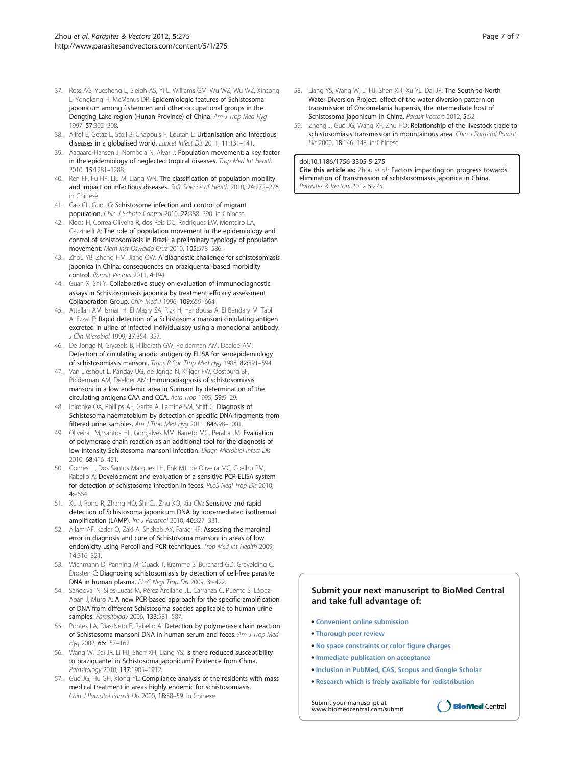37. Ross AG, Yuesheng L, Sleigh AS, Yi L, Williams GM, Wu WZ, Wu WZ, Xinsong L, Yongkang H, McManus DP: **Epidemiologic features of Schistosoma japonicum among fishermen and other occupational groups in the Dongting Lake region (Hunan Province) of China.** *Am J Trop Med Hyg* 1997, **57:**302–308.
38. Alirol E, Getaz L, Stoll B, Chappuis F, Loutan L: **Urbanisation and infectious diseases in a globalised world.** *Lancet Infect Dis* 2011, **11:**131–141.
39. Aagaard-Hansen J, Nombela N, Alvar J: **Population movement: a key factor in the epidemiology of neglected tropical diseases.** *Trop Med Int Health* 2010, **15:**1281–1288.
40. Ren FF, Fu HP, Liu M, Liang WN: **The classification of population mobility and impact on infectious diseases.** *Soft Science of Health* 2010, **24:**272–276. in Chinese.
41. Cao CL, Guo JG: **Schistosome infection and control of migrant population.** *Chin J Schisto Control* 2010, **22:**388–390. in Chinese.
42. Kloos H, Correa-Oliveira R, dos Reis DC, Rodrigues EW, Monteiro LA, Gazzinelli A: **The role of population movement in the epidemiology and control of schistosomiasis in Brazil: a preliminary typology of population movement.** *Mem Inst Oswaldo Cruz* 2010, **105:**578–586.
43. Zhou YB, Zheng HM, Jiang QW: **A diagnostic challenge for schistosomiasis japonica in China: consequences on praziquental-based morbidity control.** *Parasit Vectors* 2011, **4:**194.
44. Guan X, Shi Y: **Collaborative study on evaluation of immunodiagnostic assays in Schistosomiasis japonica by treatment efficacy assessment Collaboration Group.** *Chin Med J* 1996, **109:**659–664.
45. Attallah AM, Ismail H, El Masry SA, Rizk H, Handousa A, El Bendary M, Tabll A, Ezzat F: **Rapid detection of a Schistosoma mansoni circulating antigen excreted in urine of infected individualsby using a monoclonal antibody.** *J Clin Microbiol* 1999, **37:**354–357.
46. De Jonge N, Gryseels B, Hilberath GW, Polderman AM, Deelde AM: **Detection of circulating anodic antigen by ELISA for seroepidemiology of schistosomiasis mansoni.** *Trans R Soc Trop Med Hyg* 1988, **82:**591–594.
47. Van Lieshout L, Panday UG, de Jonge N, Krijger FW, Oostburg BF, Polderman AM, Deelder AM: **Immunodiagnosis of schistosomiasis mansoni in a low endemic area in Surinam by determination of the circulating antigens CAA and CCA.** *Acta Trop* 1995, **59:**9–29.
48. Ibironke OA, Phillips AE, Garba A, Lamine SM, Shiff C: **Diagnosis of Schistosoma haematobium by detection of specific DNA fragments from filtered urine samples.** *Am J Trop Med Hyg* 2011, **84:**998–1001.
49. Oliveira LM, Santos HL, Gonçalves MM, Barreto MG, Peralta JM: **Evaluation of polymerase chain reaction as an additional tool for the diagnosis of low-intensity Schistosoma mansoni infection.** *Diagn Microbiol Infect Dis* 2010, **68:**416–421.
50. Gomes LI, Dos Santos Marques LH, Enk MJ, de Oliveira MC, Coelho PM, Rabello A: **Development and evaluation of a sensitive PCR-ELISA system for detection of schistosoma infection in feces.** *PLoS Negl Trop Dis* 2010, **4:**e664.
51. Xu J, Rong R, Zhang HQ, Shi CJ, Zhu XQ, Xia CM: **Sensitive and rapid detection of Schistosoma japonicum DNA by loop-mediated isothermal amplification (LAMP).** *Int J Parasitol* 2010, **40:**327–331.
52. Allam AF, Kader O, Zaki A, Shehab AY, Farag HF: **Assessing the marginal error in diagnosis and cure of Schistosoma mansoni in areas of low endemicity using Percoll and PCR techniques.** *Trop Med Int Health* 2009, **14:**316–321.
53. Wichmann D, Panning M, Quack T, Kramme S, Burchard GD, Grevelding C, Drosten C: **Diagnosing schistosomiasis by detection of cell-free parasite DNA in human plasma.** *PLoS Negl Trop Dis* 2009, **3:**e422.
54. Sandoval N, Siles-Lucas M, Pérez-Arellano JL, Carranza C, Puente S, López-Abán J, Muro A: **A new PCR-based approach for the specific amplification of DNA from different Schistosoma species applicable to human urine samples.** *Parasitology* 2006, **133:**581–587.
55. Pontes LA, Dias-Neto E, Rabello A: **Detection by polymerase chain reaction of Schistosoma mansoni DNA in human serum and feces.** *Am J Trop Med Hyg* 2002, **66:**157–162.
56. Wang W, Dai JR, Li HJ, Shen XH, Liang YS: **Is there reduced susceptibility to praziquantel in Schistosoma japonicum? Evidence from China.** *Parasitology* 2010, **137:**1905–1912.
57. Guo JG, Hu GH, Xiong YL: **Compliance analysis of the residents with mass medical treatment in areas highly endemic for schistosomiasis.** *Chin J Parasitol Parasit Dis* 2000, **18:**58–59. in Chinese.
58. Liang YS, Wang W, Li HJ, Shen XH, Xu YL, Dai JR: **The South-to-North Water Diversion Project: effect of the water diversion pattern on transmission of Oncomelania hupensis, the intermediate host of Schistosoma japonicum in China.** *Parasit Vectors* 2012, **5:**52.
59. Zheng J, Guo JG, Wang XF, Zhu HQ: **Relationship of the livestock trade to schistosomiasis transmission in mountainous area.** *Chin J Parasitol Parasit Dis* 2000, **18:**146–148. in Chinese.

doi:10.1186/1756-3305-5-275

**Cite this article as:** Zhou *et al.*: Factors impacting on progress towards elimination of transmission of schistosomiasis japonica in China. *Parasites & Vectors* 2012 **5**:275.

**Submit your next manuscript to BioMed Central and take full advantage of:**

- Convenient online submission
- Thorough peer review
- No space constraints or color figure charges
- Immediate publication on acceptance
- Inclusion in PubMed, CAS, Scopus and Google Scholar
- Research which is freely available for redistribution

Submit your manuscript at www.biomedcentral.com/submit

BioMed Central